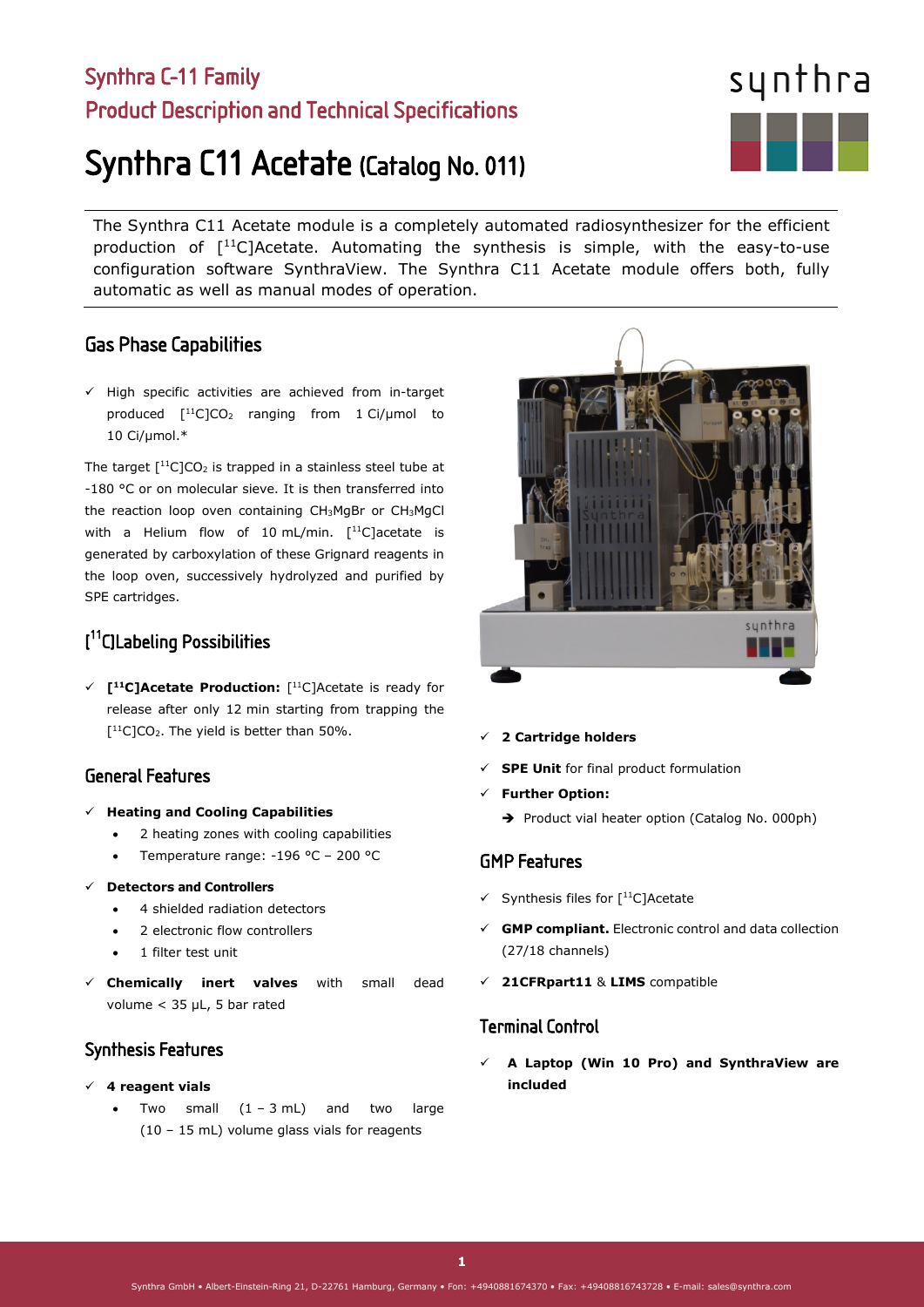# Synthra C-11 Family

## Product Description and Technical Specifications

# Synthra C11 Acetate (Catalog No. 011)

The Synthra C11 Acetate module is a completely automated radiosynthesizer for the efficient production of [$^{11}$C]Acetate. Automating the synthesis is simple, with the easy-to-use configuration software SynthraView. The Synthra C11 Acetate module offers both, fully automatic as well as manual modes of operation.

## Gas Phase Capabilities

- ✓ High specific activities are achieved from in-target produced [$^{11}$C]$CO_2$ ranging from 1 Ci/µmol to 10 Ci/µmol.*

The target [$^{11}$C]$CO_2$ is trapped in a stainless steel tube at -180 °C or on molecular sieve. It is then transferred into the reaction loop oven containing $CH_3MgBr$ or $CH_3MgCl$ with a Helium flow of 10 mL/min. [$^{11}$C]acetate is generated by carboxylation of these Grignard reagents in the loop oven, successively hydrolyzed and purified by SPE cartridges.

## [$^{11}$C]Labeling Possibilities

- ✓ **[$^{11}$C]Acetate Production:** [$^{11}$C]Acetate is ready for release after only 12 min starting from trapping the [$^{11}$C]$CO_2$. The yield is better than 50%.

## General Features

- ✓ **Heating and Cooling Capabilities**
  - 2 heating zones with cooling capabilities
  - Temperature range: -196 °C – 200 °C
- ✓ **Detectors and Controllers**
  - 4 shielded radiation detectors
  - 2 electronic flow controllers
  - 1 filter test unit
- ✓ **Chemically inert valves** with small dead volume < 35 µL, 5 bar rated

## Synthesis Features

- ✓ **4 reagent vials**
  - Two small (1 – 3 mL) and two large (10 – 15 mL) volume glass vials for reagents
- ✓ **2 Cartridge holders**
- ✓ **SPE Unit** for final product formulation
- ✓ **Further Option:**
  - ➔ Product vial heater option (Catalog No. 000ph)

## GMP Features

- ✓ Synthesis files for [$^{11}$C]Acetate
- ✓ **GMP compliant.** Electronic control and data collection (27/18 channels)
- ✓ **21CFRpart11** & **LIMS** compatible

## Terminal Control

- ✓ **A Laptop (Win 10 Pro) and SynthraView are included**

Synthra GmbH • Albert-Einstein-Ring 21, D-22761 Hamburg, Germany • Fon: +4940881674370 • Fax: +49408816743728 • E-mail: sales@synthra.com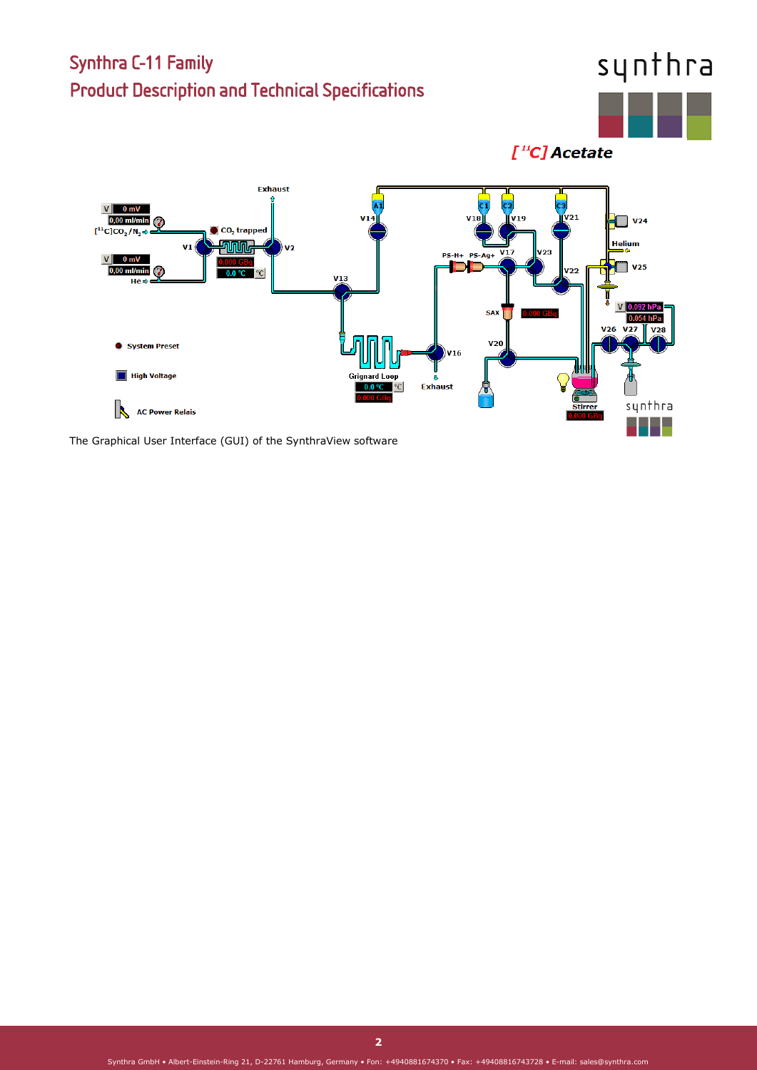# Synthra C-11 Family

## Product Description and Technical Specifications

*[$^{11}$C] Acetate*

Exhaust

V

0 mV

0.00 ml/min

[$^{11}$C]$CO_2$/$N_2$

V1

$CO_2$ trapped

0.000 GBq

0.0 °C

°C

V2

V

0 mV

0.00 ml/min

He

V13

V14

A1

V18

C1

C2

V19

C3

V21

V24

Helium

V25

PS-H+

PS-Ag+

V17

V23

V22

SAX

0.000 GBq

V

0.092 hPa

0.054 hPa

V26

V27

V28

System Preset

High Voltage

AC Power Relais

Grignard Loop

0.0 °C

°C

0.000 GBq

V16

Exhaust

V20

Stirrer

0.000 GBq

synthra

The Graphical User Interface (GUI) of the SynthraView software